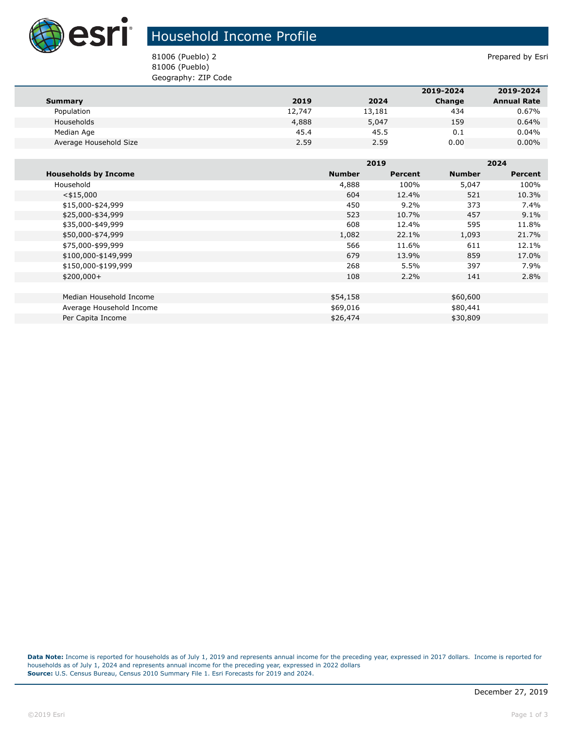# Household Income Profile

81006 (Pueblo) 2
81006 (Pueblo)
Geography: ZIP Code

Prepared by Esri

| Summary | 2019 | 2024 | 2019-2024 Change | 2019-2024 Annual Rate |
|---|---|---|---|---|
| Population | 12,747 | 13,181 | 434 | 0.67% |
| Households | 4,888 | 5,047 | 159 | 0.64% |
| Median Age | 45.4 | 45.5 | 0.1 | 0.04% |
| Average Household Size | 2.59 | 2.59 | 0.00 | 0.00% |

| | 2019 | | 2024 | |
|---|---|---|---|---|
| **Households by Income** | **Number** | **Percent** | **Number** | **Percent** |
| Household | 4,888 | 100% | 5,047 | 100% |
| <$15,000 | 604 | 12.4% | 521 | 10.3% |
| $15,000-$24,999 | 450 | 9.2% | 373 | 7.4% |
| $25,000-$34,999 | 523 | 10.7% | 457 | 9.1% |
| $35,000-$49,999 | 608 | 12.4% | 595 | 11.8% |
| $50,000-$74,999 | 1,082 | 22.1% | 1,093 | 21.7% |
| $75,000-$99,999 | 566 | 11.6% | 611 | 12.1% |
| $100,000-$149,999 | 679 | 13.9% | 859 | 17.0% |
| $150,000-$199,999 | 268 | 5.5% | 397 | 7.9% |
| $200,000+ | 108 | 2.2% | 141 | 2.8% |
| | | | | |
| Median Household Income | $54,158 | | $60,600 | |
| Average Household Income | $69,016 | | $80,441 | |
| Per Capita Income | $26,474 | | $30,809 | |

**Data Note:** Income is reported for households as of July 1, 2019 and represents annual income for the preceding year, expressed in 2017 dollars. Income is reported for households as of July 1, 2024 and represents annual income for the preceding year, expressed in 2022 dollars
**Source:** U.S. Census Bureau, Census 2010 Summary File 1. Esri Forecasts for 2019 and 2024.

December 27, 2019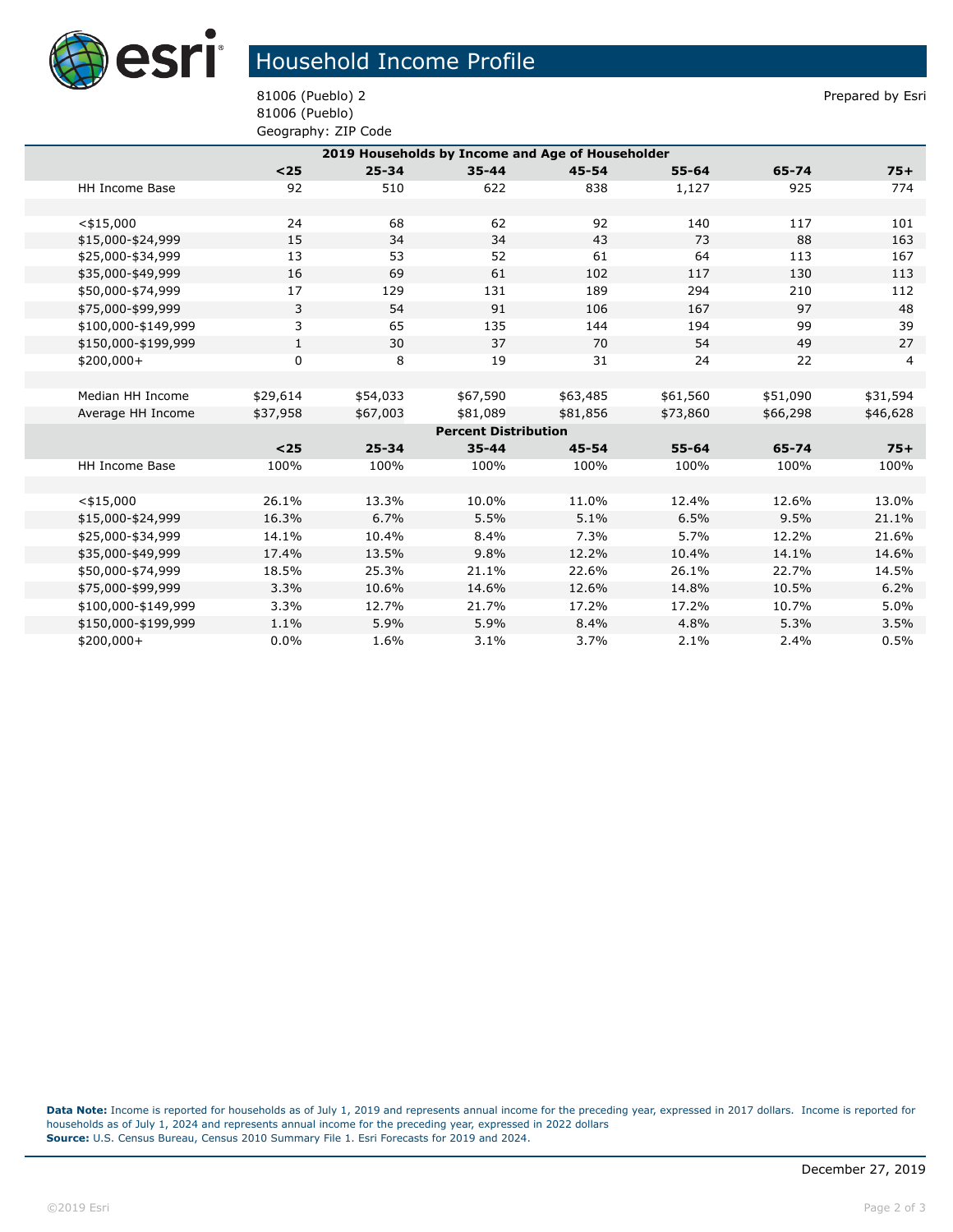# Household Income Profile

81006 (Pueblo) 2
81006 (Pueblo)
Geography: ZIP Code

Prepared by Esri

| 2019 Households by Income and Age of Householder | | | | | | | |
|---|---|---|---|---|---|---|---|
| | <25 | 25-34 | 35-44 | 45-54 | 55-64 | 65-74 | 75+ |
| HH Income Base | 92 | 510 | 622 | 838 | 1,127 | 925 | 774 |
| | | | | | | | |
| <$15,000 | 24 | 68 | 62 | 92 | 140 | 117 | 101 |
| $15,000-$24,999 | 15 | 34 | 34 | 43 | 73 | 88 | 163 |
| $25,000-$34,999 | 13 | 53 | 52 | 61 | 64 | 113 | 167 |
| $35,000-$49,999 | 16 | 69 | 61 | 102 | 117 | 130 | 113 |
| $50,000-$74,999 | 17 | 129 | 131 | 189 | 294 | 210 | 112 |
| $75,000-$99,999 | 3 | 54 | 91 | 106 | 167 | 97 | 48 |
| $100,000-$149,999 | 3 | 65 | 135 | 144 | 194 | 99 | 39 |
| $150,000-$199,999 | 1 | 30 | 37 | 70 | 54 | 49 | 27 |
| $200,000+ | 0 | 8 | 19 | 31 | 24 | 22 | 4 |
| | | | | | | | |
| Median HH Income | $29,614 | $54,033 | $67,590 | $63,485 | $61,560 | $51,090 | $31,594 |
| Average HH Income | $37,958 | $67,003 | $81,089 | $81,856 | $73,860 | $66,298 | $46,628 |

| Percent Distribution | | | | | | | |
|---|---|---|---|---|---|---|---|
| | <25 | 25-34 | 35-44 | 45-54 | 55-64 | 65-74 | 75+ |
| HH Income Base | 100% | 100% | 100% | 100% | 100% | 100% | 100% |
| | | | | | | | |
| <$15,000 | 26.1% | 13.3% | 10.0% | 11.0% | 12.4% | 12.6% | 13.0% |
| $15,000-$24,999 | 16.3% | 6.7% | 5.5% | 5.1% | 6.5% | 9.5% | 21.1% |
| $25,000-$34,999 | 14.1% | 10.4% | 8.4% | 7.3% | 5.7% | 12.2% | 21.6% |
| $35,000-$49,999 | 17.4% | 13.5% | 9.8% | 12.2% | 10.4% | 14.1% | 14.6% |
| $50,000-$74,999 | 18.5% | 25.3% | 21.1% | 22.6% | 26.1% | 22.7% | 14.5% |
| $75,000-$99,999 | 3.3% | 10.6% | 14.6% | 12.6% | 14.8% | 10.5% | 6.2% |
| $100,000-$149,999 | 3.3% | 12.7% | 21.7% | 17.2% | 17.2% | 10.7% | 5.0% |
| $150,000-$199,999 | 1.1% | 5.9% | 5.9% | 8.4% | 4.8% | 5.3% | 3.5% |
| $200,000+ | 0.0% | 1.6% | 3.1% | 3.7% | 2.1% | 2.4% | 0.5% |

**Data Note:** Income is reported for households as of July 1, 2019 and represents annual income for the preceding year, expressed in 2017 dollars. Income is reported for households as of July 1, 2024 and represents annual income for the preceding year, expressed in 2022 dollars
**Source:** U.S. Census Bureau, Census 2010 Summary File 1. Esri Forecasts for 2019 and 2024.

December 27, 2019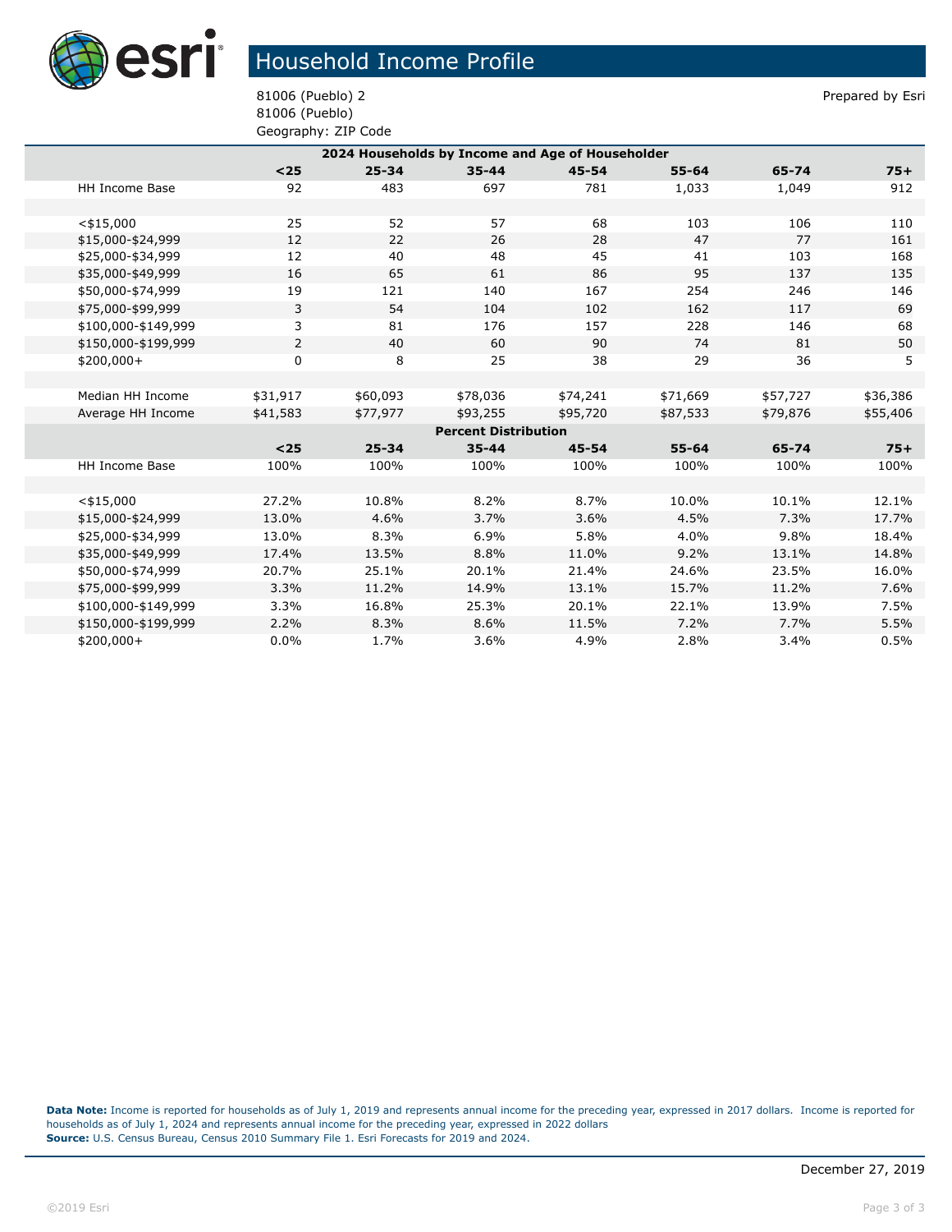# Household Income Profile

81006 (Pueblo) 2
81006 (Pueblo)
Geography: ZIP Code

Prepared by Esri

| 2024 Households by Income and Age of Householder | | | | | | | |
|---|---|---|---|---|---|---|---|
| | <25 | 25-34 | 35-44 | 45-54 | 55-64 | 65-74 | 75+ |
| HH Income Base | 92 | 483 | 697 | 781 | 1,033 | 1,049 | 912 |
| | | | | | | | |
| <$15,000 | 25 | 52 | 57 | 68 | 103 | 106 | 110 |
| $15,000-$24,999 | 12 | 22 | 26 | 28 | 47 | 77 | 161 |
| $25,000-$34,999 | 12 | 40 | 48 | 45 | 41 | 103 | 168 |
| $35,000-$49,999 | 16 | 65 | 61 | 86 | 95 | 137 | 135 |
| $50,000-$74,999 | 19 | 121 | 140 | 167 | 254 | 246 | 146 |
| $75,000-$99,999 | 3 | 54 | 104 | 102 | 162 | 117 | 69 |
| $100,000-$149,999 | 3 | 81 | 176 | 157 | 228 | 146 | 68 |
| $150,000-$199,999 | 2 | 40 | 60 | 90 | 74 | 81 | 50 |
| $200,000+ | 0 | 8 | 25 | 38 | 29 | 36 | 5 |
| | | | | | | | |
| Median HH Income | $31,917 | $60,093 | $78,036 | $74,241 | $71,669 | $57,727 | $36,386 |
| Average HH Income | $41,583 | $77,977 | $93,255 | $95,720 | $87,533 | $79,876 | $55,406 |
| **Percent Distribution** | | | | | | | |
| | <25 | 25-34 | 35-44 | 45-54 | 55-64 | 65-74 | 75+ |
| HH Income Base | 100% | 100% | 100% | 100% | 100% | 100% | 100% |
| | | | | | | | |
| <$15,000 | 27.2% | 10.8% | 8.2% | 8.7% | 10.0% | 10.1% | 12.1% |
| $15,000-$24,999 | 13.0% | 4.6% | 3.7% | 3.6% | 4.5% | 7.3% | 17.7% |
| $25,000-$34,999 | 13.0% | 8.3% | 6.9% | 5.8% | 4.0% | 9.8% | 18.4% |
| $35,000-$49,999 | 17.4% | 13.5% | 8.8% | 11.0% | 9.2% | 13.1% | 14.8% |
| $50,000-$74,999 | 20.7% | 25.1% | 20.1% | 21.4% | 24.6% | 23.5% | 16.0% |
| $75,000-$99,999 | 3.3% | 11.2% | 14.9% | 13.1% | 15.7% | 11.2% | 7.6% |
| $100,000-$149,999 | 3.3% | 16.8% | 25.3% | 20.1% | 22.1% | 13.9% | 7.5% |
| $150,000-$199,999 | 2.2% | 8.3% | 8.6% | 11.5% | 7.2% | 7.7% | 5.5% |
| $200,000+ | 0.0% | 1.7% | 3.6% | 4.9% | 2.8% | 3.4% | 0.5% |

**Data Note:** Income is reported for households as of July 1, 2019 and represents annual income for the preceding year, expressed in 2017 dollars. Income is reported for households as of July 1, 2024 and represents annual income for the preceding year, expressed in 2022 dollars
**Source:** U.S. Census Bureau, Census 2010 Summary File 1. Esri Forecasts for 2019 and 2024.

December 27, 2019